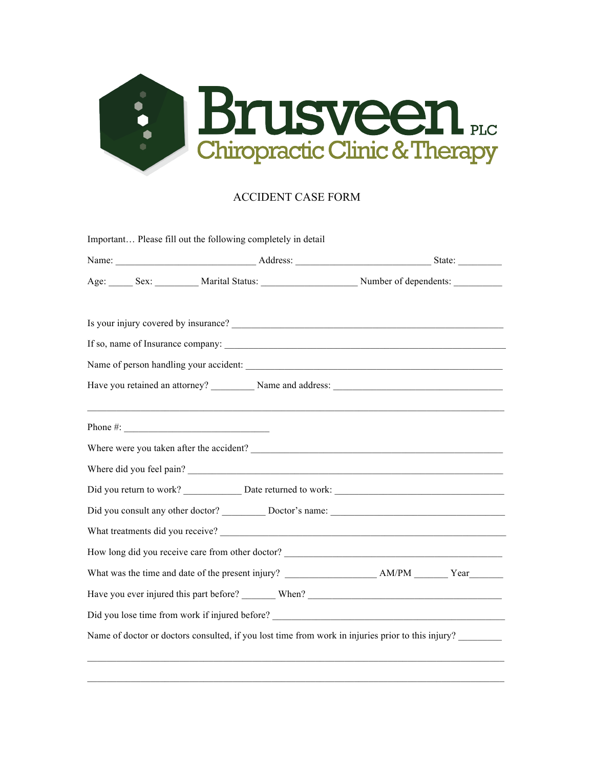# Brusveen PLC
## Chiropractic Clinic & Therapy

### ACCIDENT CASE FORM

Important… Please fill out the following completely in detail

Name: ____________________________ Address: ___________________________ State: _________

Age: _____ Sex: _________ Marital Status: ___________________ Number of dependents: __________

Is your injury covered by insurance? ______________________________________________________

If so, name of Insurance company: _________________________________________________________

Name of person handling your accident: _____________________________________________________

Have you retained an attorney? _________ Name and address: __________________________________

______________________________________________________________________________________

Phone #: _____________________________

Where were you taken after the accident? ____________________________________________________

Where did you feel pain? _________________________________________________________________

Did you return to work? ____________ Date returned to work: __________________________________

Did you consult any other doctor? _________ Doctor's name: ___________________________________

What treatments did you receive? __________________________________________________________

How long did you receive care from other doctor? _____________________________________________

What was the time and date of the present injury? __________________ AM/PM _______ Year_______

Have you ever injured this part before? _______ When? ________________________________________

Did you lose time from work if injured before? _______________________________________________

Name of doctor or doctors consulted, if you lost time from work in injuries prior to this injury? _________

______________________________________________________________________________________

______________________________________________________________________________________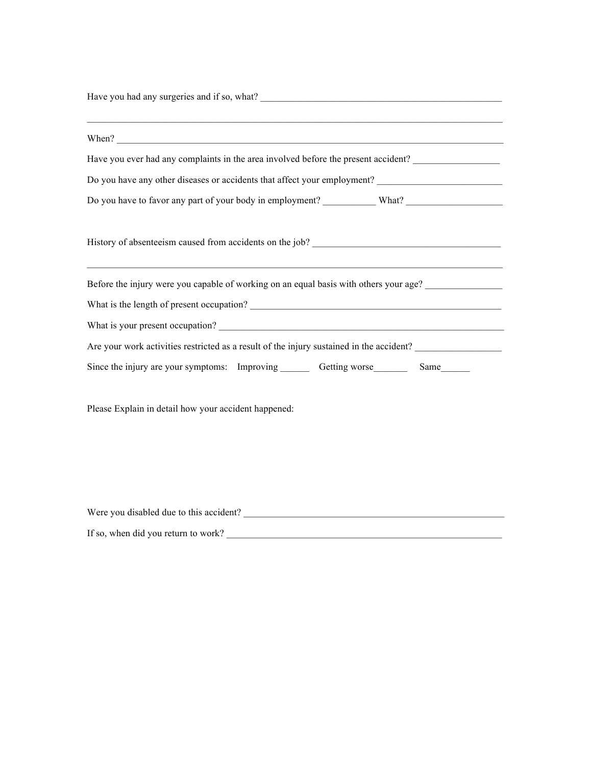Have you had any surgeries and if so, what? ___________________________________________________

______________________________________________________________________________

When? ______________________________________________________________________

Have you ever had any complaints in the area involved before the present accident? ________________

Do you have any other diseases or accidents that affect your employment? _______________________

Do you have to favor any part of your body in employment? __________ What? __________________

History of absenteeism caused from accidents on the job? ____________________________________

______________________________________________________________________________

Before the injury were you capable of working on an equal basis with others your age? ______________

What is the length of present occupation? _______________________________________________

What is your present occupation? ______________________________________________________

Are your work activities restricted as a result of the injury sustained in the accident? ________________

Since the injury are your symptoms: Improving ______ Getting worse_______ Same______

Please Explain in detail how your accident happened:

Were you disabled due to this accident? __________________________________________________

If so, when did you return to work? _____________________________________________________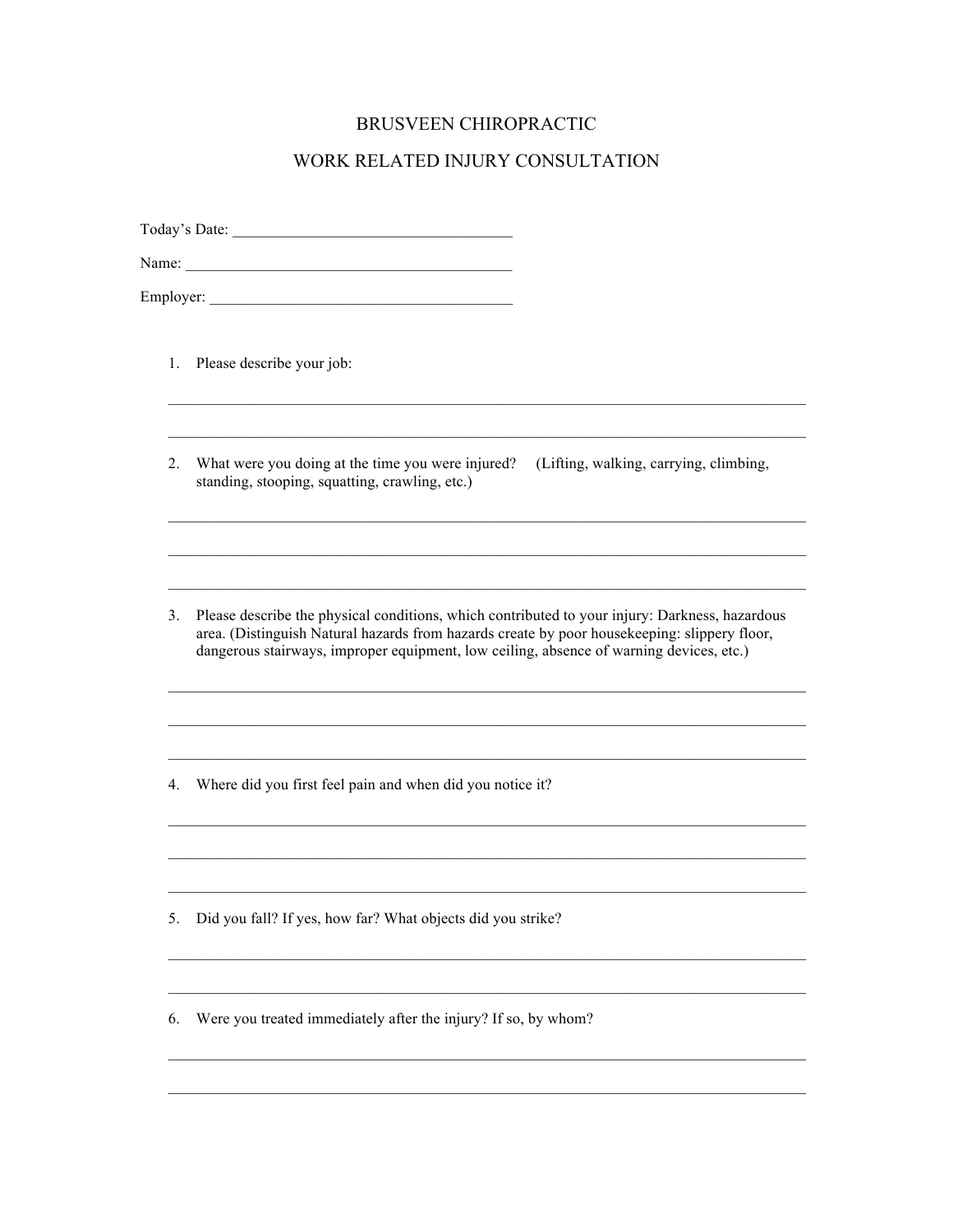# BRUSVEEN CHIROPRACTIC

## WORK RELATED INJURY CONSULTATION

Today's Date: ___________________________________

Name: __________________________________________

Employer: ______________________________________

1. Please describe your job:

_______________________________________________________________________________

_______________________________________________________________________________

2. What were you doing at the time you were injured? (Lifting, walking, carrying, climbing, standing, stooping, squatting, crawling, etc.)

_______________________________________________________________________________

_______________________________________________________________________________

_______________________________________________________________________________

3. Please describe the physical conditions, which contributed to your injury: Darkness, hazardous area. (Distinguish Natural hazards from hazards create by poor housekeeping: slippery floor, dangerous stairways, improper equipment, low ceiling, absence of warning devices, etc.)

_______________________________________________________________________________

_______________________________________________________________________________

_______________________________________________________________________________

4. Where did you first feel pain and when did you notice it?

_______________________________________________________________________________

_______________________________________________________________________________

_______________________________________________________________________________

5. Did you fall? If yes, how far? What objects did you strike?

_______________________________________________________________________________

_______________________________________________________________________________

6. Were you treated immediately after the injury? If so, by whom?

_______________________________________________________________________________

_______________________________________________________________________________